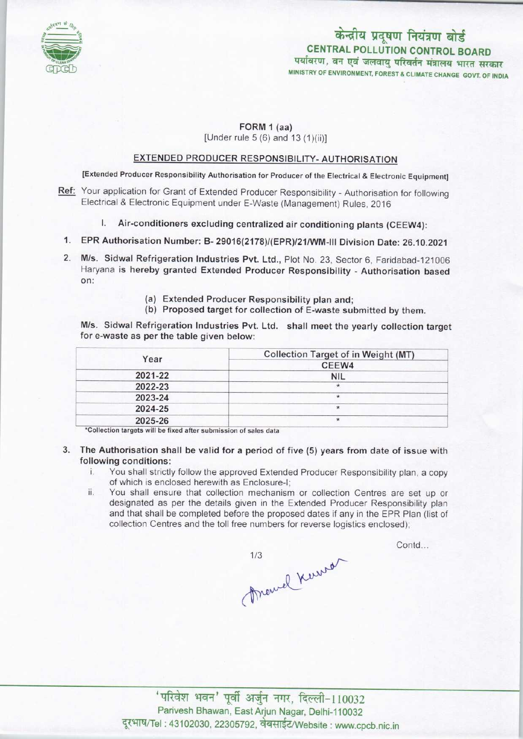केन्द्रीय प्रदूषण नियंत्रण बोर्ड
**CENTRAL POLLUTION CONTROL BOARD**
पर्यावरण, वन एवं जलवायु परिवर्तन मंत्रालय भारत सरकार
MINISTRY OF ENVIRONMENT, FOREST & CLIMATE CHANGE GOVT. OF INDIA

**FORM 1 (aa)**
[Under rule 5 (6) and 13 (1)(ii)]

## EXTENDED PRODUCER RESPONSIBILITY- AUTHORISATION

**[Extended Producer Responsibility Authorisation for Producer of the Electrical & Electronic Equipment]**

**Ref:** Your application for Grant of Extended Producer Responsibility - Authorisation for following Electrical & Electronic Equipment under E-Waste (Management) Rules, 2016

I. **Air-conditioners excluding centralized air conditioning plants (CEEW4):**

1. **EPR Authorisation Number: B- 29016(2178)/(EPR)/21/WM-III Division Date: 26.10.2021**

2. **M/s. Sidwal Refrigeration Industries Pvt. Ltd.,** Plot No. 23, Sector 6, Faridabad-121006 Haryana **is hereby granted Extended Producer Responsibility - Authorisation based on:**

   (a) **Extended Producer Responsibility plan and;**
   (b) **Proposed target for collection of E-waste submitted by them.**

**M/s. Sidwal Refrigeration Industries Pvt. Ltd. shall meet the yearly collection target for e-waste as per the table given below:**

| Year | Collection Target of in Weight (MT) |
|---|---|
| | CEEW4 |
| 2021-22 | NIL |
| 2022-23 | * |
| 2023-24 | * |
| 2024-25 | * |
| 2025-26 | * |

*Collection targets will be fixed after submission of sales data

3. **The Authorisation shall be valid for a period of five (5) years from date of issue with following conditions:**
   i. You shall strictly follow the approved Extended Producer Responsibility plan, a copy of which is enclosed herewith as Enclosure-I;
   ii. You shall ensure that collection mechanism or collection Centres are set up or designated as per the details given in the Extended Producer Responsibility plan and that shall be completed before the proposed dates if any in the EPR Plan (list of collection Centres and the toll free numbers for reverse logistics enclosed);

Contd...

'परिवेश भवन' पूर्वी अर्जुन नगर, दिल्ली-110032
Parivesh Bhawan, East Arjun Nagar, Delhi-110032
दूरभाष/Tel : 43102030, 22305792, वेबसाईट/Website : www.cpcb.nic.in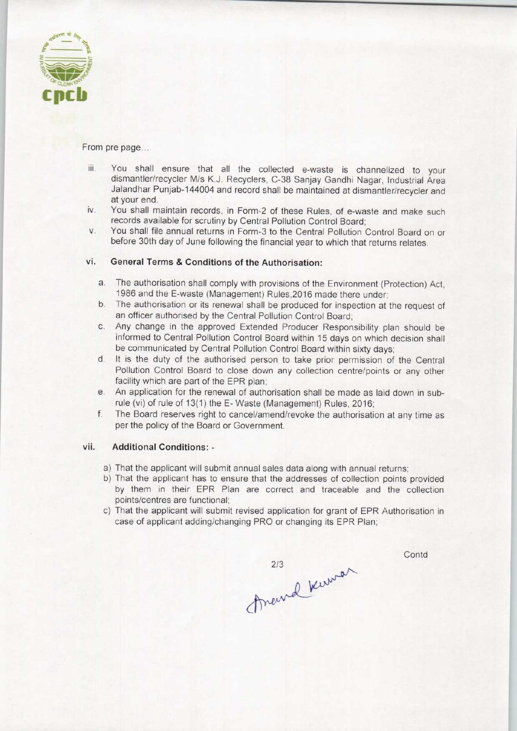From pre page...

iii. You shall ensure that all the collected e-waste is channelized to your dismantler/recycler M/s K.J. Recyclers, C-38 Sanjay Gandhi Nagar, Industrial Area Jalandhar Punjab-144004 and record shall be maintained at dismantler/recycler and at your end.

iv. You shall maintain records, in Form-2 of these Rules, of e-waste and make such records available for scrutiny by Central Pollution Control Board;

v. You shall file annual returns in Form-3 to the Central Pollution Control Board on or before 30th day of June following the financial year to which that returns relates.

vi. **General Terms & Conditions of the Authorisation:**

a. The authorisation shall comply with provisions of the Environment (Protection) Act, 1986 and the E-waste (Management) Rules,2016 made there under;

b. The authorisation or its renewal shall be produced for inspection at the request of an officer authorised by the Central Pollution Control Board;

c. Any change in the approved Extended Producer Responsibility plan should be informed to Central Pollution Control Board within 15 days on which decision shall be communicated by Central Pollution Control Board within sixty days;

d. It is the duty of the authorised person to take prior permission of the Central Pollution Control Board to close down any collection centre/points or any other facility which are part of the EPR plan;

e. An application for the renewal of authorisation shall be made as laid down in sub-rule (vi) of rule of 13(1) the E- Waste (Management) Rules, 2016;

f. The Board reserves right to cancel/amend/revoke the authorisation at any time as per the policy of the Board or Government.

vii. **Additional Conditions: -**

a) That the applicant will submit annual sales data along with annual returns;

b) That the applicant has to ensure that the addresses of collection points provided by them in their EPR Plan are correct and traceable and the collection points/centres are functional;

c) That the applicant will submit revised application for grant of EPR Authorisation in case of applicant adding/changing PRO or changing its EPR Plan;

Contd

Anand Kumar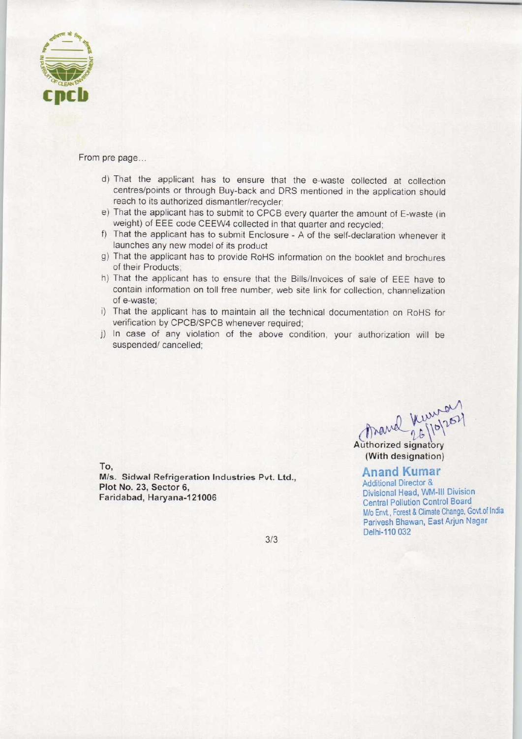From pre page...

d) That the applicant has to ensure that the e-waste collected at collection centres/points or through Buy-back and DRS mentioned in the application should reach to its authorized dismantler/recycler;

e) That the applicant has to submit to CPCB every quarter the amount of E-waste (in weight) of EEE code CEEW4 collected in that quarter and recycled;

f) That the applicant has to submit Enclosure - A of the self-declaration whenever it launches any new model of its product

g) That the applicant has to provide RoHS information on the booklet and brochures of their Products;

h) That the applicant has to ensure that the Bills/Invoices of sale of EEE have to contain information on toll free number, web site link for collection, channelization of e-waste;

i) That the applicant has to maintain all the technical documentation on RoHS for verification by CPCB/SPCB whenever required;

j) In case of any violation of the above condition, your authorization will be suspended/ cancelled;

Anand Kumar 26/10/2021

Authorized signatory
(With designation)

**Anand Kumar**
Additional Director &
Divisional Head, WM-III Division
Central Pollution Control Board
M/o Envt., Forest & Climate Change, Govt.of India
Parivesh Bhawan, East Arjun Nagar
Delhi-110 032

To,
**M/s. Sidwal Refrigeration Industries Pvt. Ltd.,**
**Plot No. 23, Sector 6,**
**Faridabad, Haryana-121006**